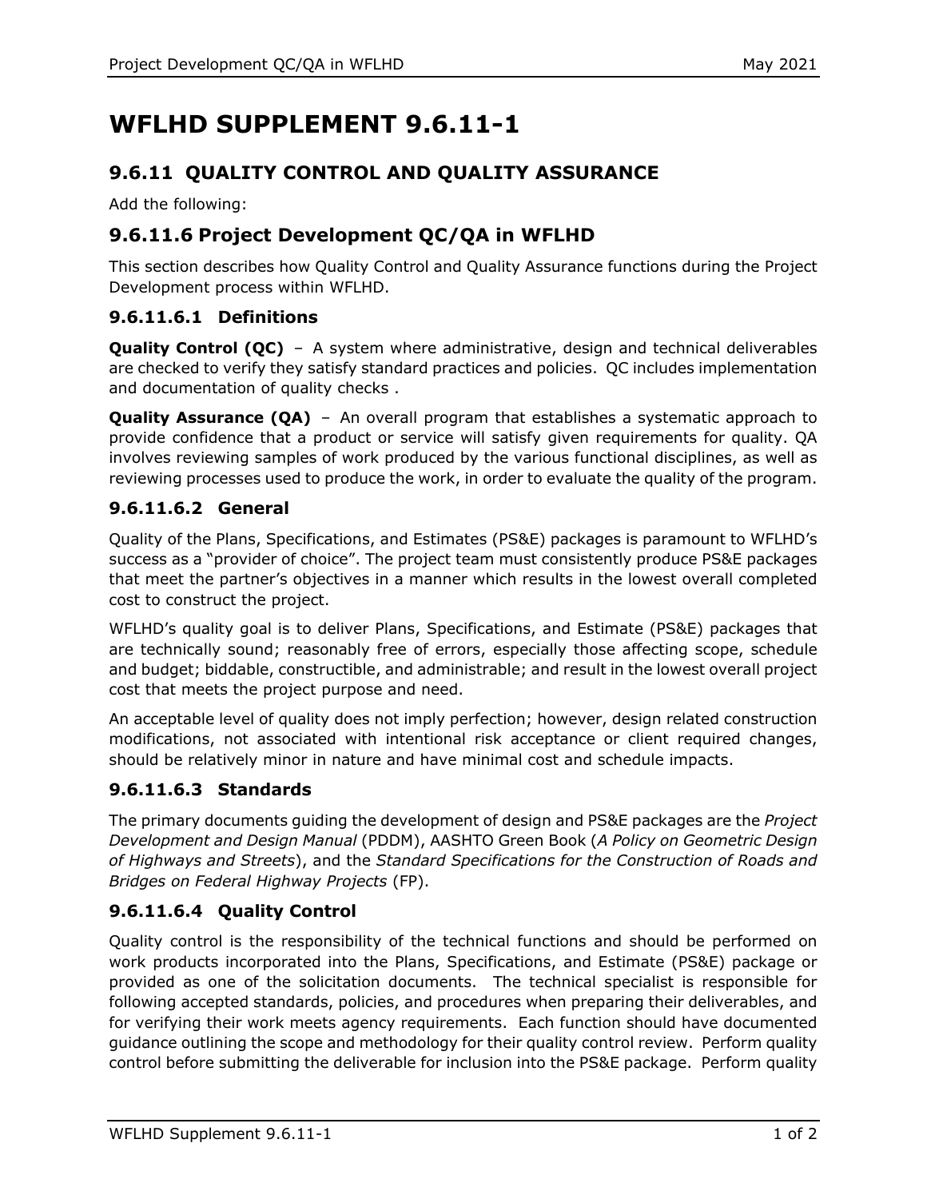# WFLHD SUPPLEMENT 9.6.11-1

## 9.6.11 QUALITY CONTROL AND QUALITY ASSURANCE

Add the following:

## 9.6.11.6 Project Development QC/QA in WFLHD

This section describes how Quality Control and Quality Assurance functions during the Project Development process within WFLHD.

### 9.6.11.6.1 Definitions

**Quality Control (QC)** – A system where administrative, design and technical deliverables are checked to verify they satisfy standard practices and policies. QC includes implementation and documentation of quality checks .

**Quality Assurance (QA)** – An overall program that establishes a systematic approach to provide confidence that a product or service will satisfy given requirements for quality. QA involves reviewing samples of work produced by the various functional disciplines, as well as reviewing processes used to produce the work, in order to evaluate the quality of the program.

### 9.6.11.6.2 General

Quality of the Plans, Specifications, and Estimates (PS&E) packages is paramount to WFLHD's success as a "provider of choice". The project team must consistently produce PS&E packages that meet the partner's objectives in a manner which results in the lowest overall completed cost to construct the project.

WFLHD's quality goal is to deliver Plans, Specifications, and Estimate (PS&E) packages that are technically sound; reasonably free of errors, especially those affecting scope, schedule and budget; biddable, constructible, and administrable; and result in the lowest overall project cost that meets the project purpose and need.

An acceptable level of quality does not imply perfection; however, design related construction modifications, not associated with intentional risk acceptance or client required changes, should be relatively minor in nature and have minimal cost and schedule impacts.

### 9.6.11.6.3 Standards

The primary documents guiding the development of design and PS&E packages are the *Project Development and Design Manual* (PDDM), AASHTO Green Book (*A Policy on Geometric Design of Highways and Streets*), and the *Standard Specifications for the Construction of Roads and Bridges on Federal Highway Projects* (FP).

### 9.6.11.6.4 Quality Control

Quality control is the responsibility of the technical functions and should be performed on work products incorporated into the Plans, Specifications, and Estimate (PS&E) package or provided as one of the solicitation documents. The technical specialist is responsible for following accepted standards, policies, and procedures when preparing their deliverables, and for verifying their work meets agency requirements. Each function should have documented guidance outlining the scope and methodology for their quality control review. Perform quality control before submitting the deliverable for inclusion into the PS&E package. Perform quality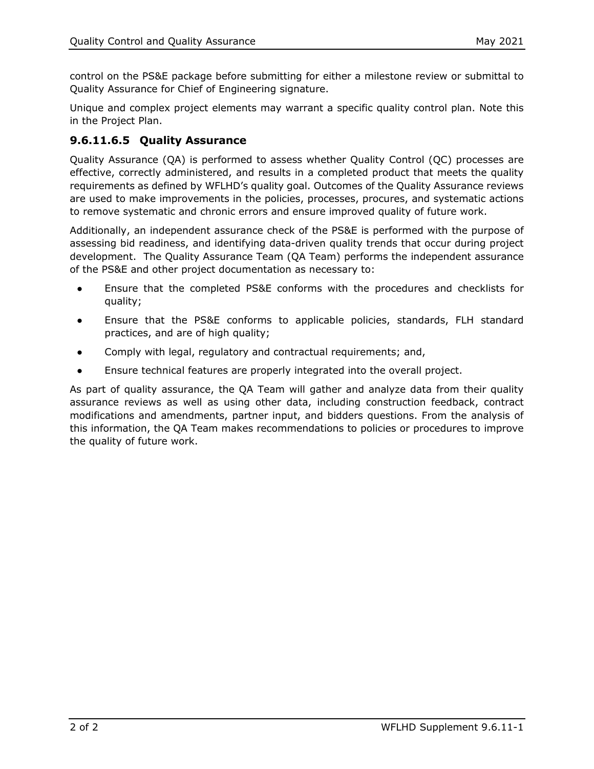control on the PS&E package before submitting for either a milestone review or submittal to Quality Assurance for Chief of Engineering signature.

Unique and complex project elements may warrant a specific quality control plan. Note this in the Project Plan.

### 9.6.11.6.5 Quality Assurance

Quality Assurance (QA) is performed to assess whether Quality Control (QC) processes are effective, correctly administered, and results in a completed product that meets the quality requirements as defined by WFLHD's quality goal. Outcomes of the Quality Assurance reviews are used to make improvements in the policies, processes, procures, and systematic actions to remove systematic and chronic errors and ensure improved quality of future work.

Additionally, an independent assurance check of the PS&E is performed with the purpose of assessing bid readiness, and identifying data-driven quality trends that occur during project development. The Quality Assurance Team (QA Team) performs the independent assurance of the PS&E and other project documentation as necessary to:

- Ensure that the completed PS&E conforms with the procedures and checklists for quality;
- Ensure that the PS&E conforms to applicable policies, standards, FLH standard practices, and are of high quality;
- Comply with legal, regulatory and contractual requirements; and,
- Ensure technical features are properly integrated into the overall project.

As part of quality assurance, the QA Team will gather and analyze data from their quality assurance reviews as well as using other data, including construction feedback, contract modifications and amendments, partner input, and bidders questions. From the analysis of this information, the QA Team makes recommendations to policies or procedures to improve the quality of future work.